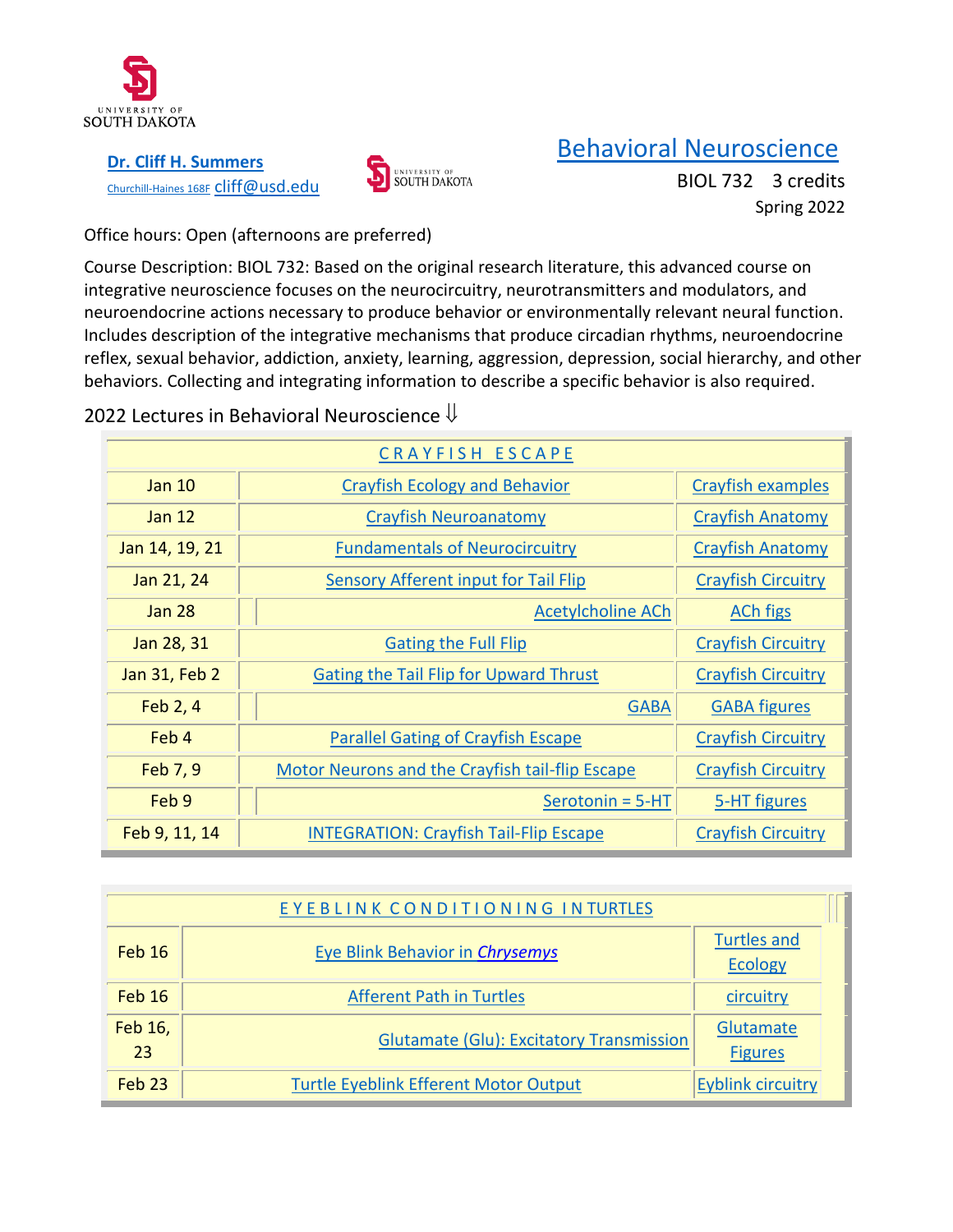UNIVERSITY OF SOUTH DAKOTA

**Dr. Cliff H. Summers**
Churchill-Haines 168F cliff@usd.edu

UNIVERSITY OF SOUTH DAKOTA

# Behavioral Neuroscience

BIOL 732 3 credits
Spring 2022

Office hours: Open (afternoons are preferred)

Course Description: BIOL 732: Based on the original research literature, this advanced course on integrative neuroscience focuses on the neurocircuitry, neurotransmitters and modulators, and neuroendocrine actions necessary to produce behavior or environmentally relevant neural function. Includes description of the integrative mechanisms that produce circadian rhythms, neuroendocrine reflex, sexual behavior, addiction, anxiety, learning, aggression, depression, social hierarchy, and other behaviors. Collecting and integrating information to describe a specific behavior is also required.

2022 Lectures in Behavioral Neuroscience ⇓

| C R A Y F I S H  E S C A P E | | |
|---|---|---|
| Jan 10 | Crayfish Ecology and Behavior | Crayfish examples |
| Jan 12 | Crayfish Neuroanatomy | Crayfish Anatomy |
| Jan 14, 19, 21 | Fundamentals of Neurocircuitry | Crayfish Anatomy |
| Jan 21, 24 | Sensory Afferent input for Tail Flip | Crayfish Circuitry |
| Jan 28 | Acetylcholine ACh | ACh figs |
| Jan 28, 31 | Gating the Full Flip | Crayfish Circuitry |
| Jan 31, Feb 2 | Gating the Tail Flip for Upward Thrust | Crayfish Circuitry |
| Feb 2, 4 | GABA | GABA figures |
| Feb 4 | Parallel Gating of Crayfish Escape | Crayfish Circuitry |
| Feb 7, 9 | Motor Neurons and the Crayfish tail-flip Escape | Crayfish Circuitry |
| Feb 9 | Serotonin = 5-HT | 5-HT figures |
| Feb 9, 11, 14 | INTEGRATION: Crayfish Tail-Flip Escape | Crayfish Circuitry |

| E Y E B L I N K  C O N D I T I O N I N G  I N TURTLES | | |
|---|---|---|
| Feb 16 | Eye Blink Behavior in *Chrysemys* | Turtles and Ecology |
| Feb 16 | Afferent Path in Turtles | circuitry |
| Feb 16, 23 | Glutamate (Glu): Excitatory Transmission | Glutamate Figures |
| Feb 23 | Turtle Eyeblink Efferent Motor Output | Eyblink circuitry |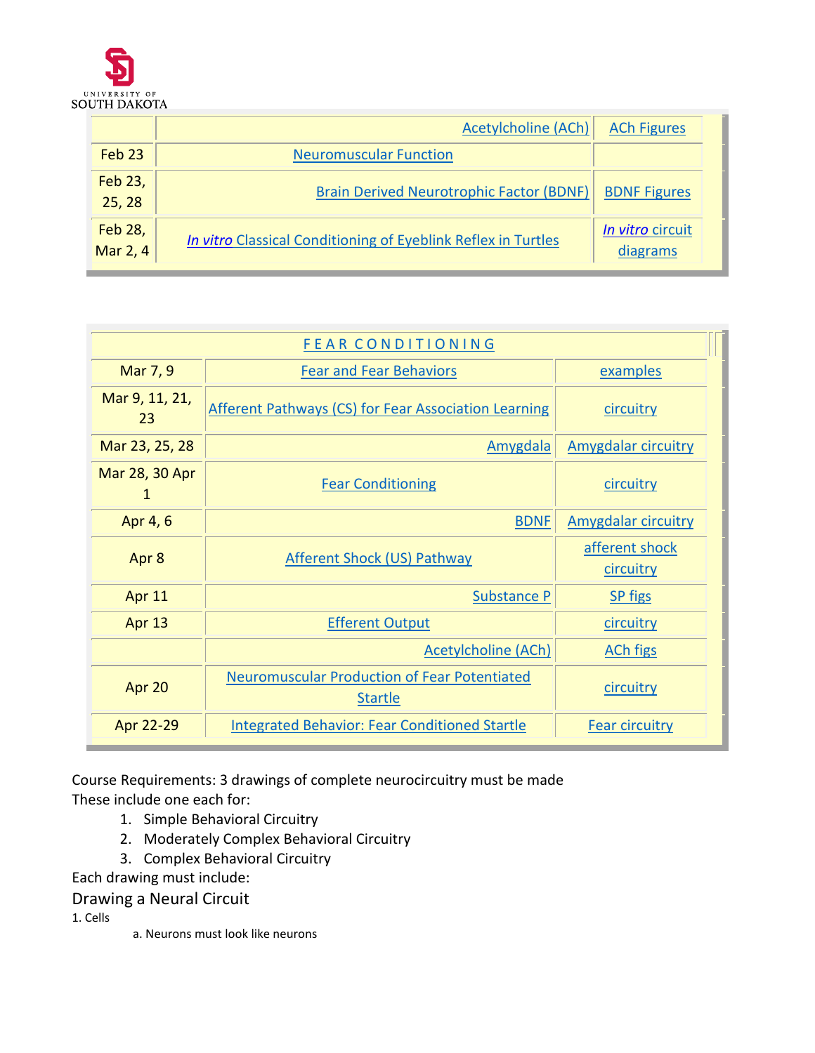| | | |
|---|---|---|
| | Acetylcholine (ACh) | ACh Figures |
| Feb 23 | Neuromuscular Function | |
| Feb 23, 25, 28 | Brain Derived Neurotrophic Factor (BDNF) | BDNF Figures |
| Feb 28, Mar 2, 4 | *In vitro* Classical Conditioning of Eyeblink Reflex in Turtles | *In vitro* circuit diagrams |

| FEAR CONDITIONING | | |
|---|---|---|
| Mar 7, 9 | Fear and Fear Behaviors | examples |
| Mar 9, 11, 21, 23 | Afferent Pathways (CS) for Fear Association Learning | circuitry |
| Mar 23, 25, 28 | Amygdala | Amygdalar circuitry |
| Mar 28, 30 Apr 1 | Fear Conditioning | circuitry |
| Apr 4, 6 | BDNF | Amygdalar circuitry |
| Apr 8 | Afferent Shock (US) Pathway | afferent shock circuitry |
| Apr 11 | Substance P | SP figs |
| Apr 13 | Efferent Output | circuitry |
| | Acetylcholine (ACh) | ACh figs |
| Apr 20 | Neuromuscular Production of Fear Potentiated Startle | circuitry |
| Apr 22-29 | Integrated Behavior: Fear Conditioned Startle | Fear circuitry |

Course Requirements: 3 drawings of complete neurocircuitry must be made
These include one each for:

1. Simple Behavioral Circuitry
2. Moderately Complex Behavioral Circuitry
3. Complex Behavioral Circuitry

Each drawing must include:

## Drawing a Neural Circuit

1. Cells
   a. Neurons must look like neurons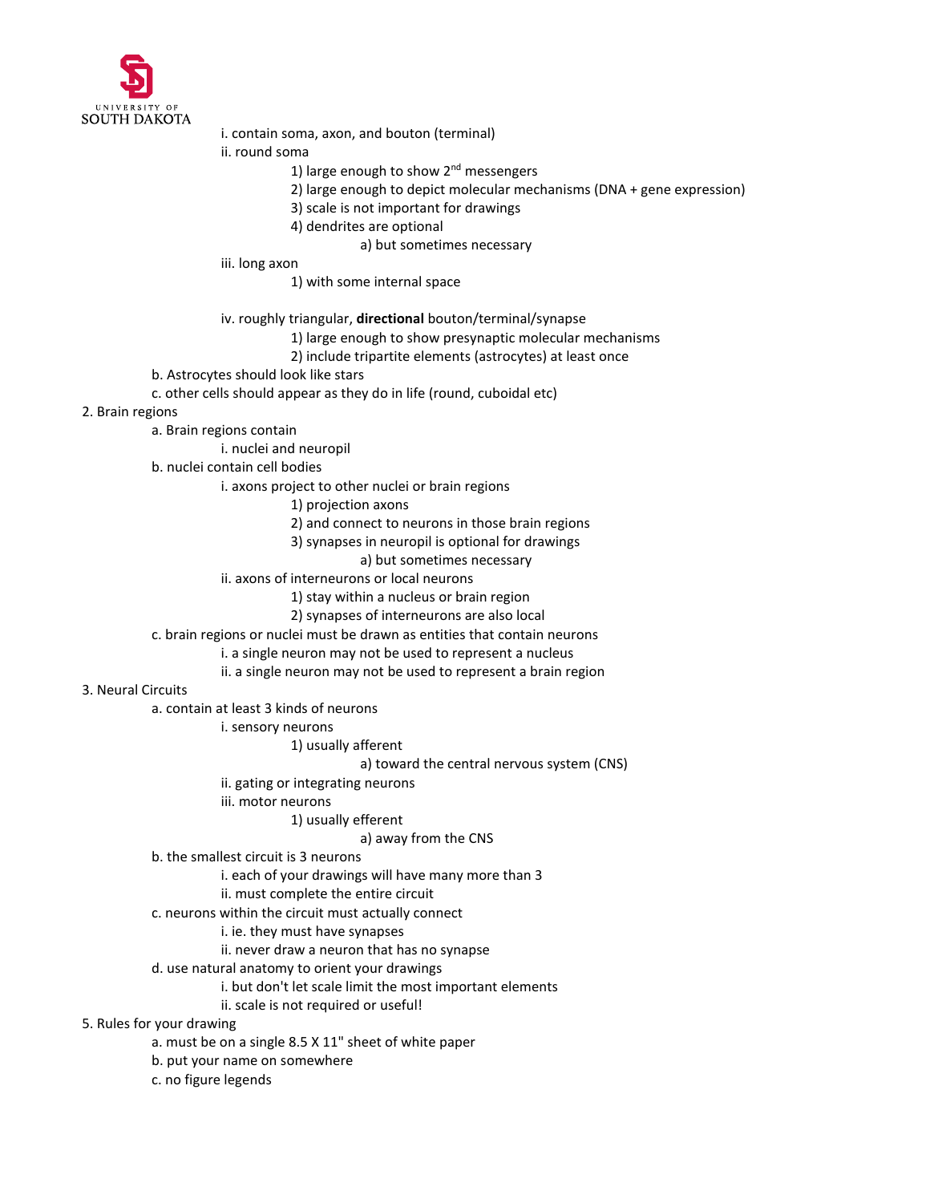- i. contain soma, axon, and bouton (terminal)
- ii. round soma
    - 1) large enough to show 2nd messengers
    - 2) large enough to depict molecular mechanisms (DNA + gene expression)
    - 3) scale is not important for drawings
    - 4) dendrites are optional
        - a) but sometimes necessary
- iii. long axon
    - 1) with some internal space
- iv. roughly triangular, **directional** bouton/terminal/synapse
    - 1) large enough to show presynaptic molecular mechanisms
    - 2) include tripartite elements (astrocytes) at least once

b. Astrocytes should look like stars

c. other cells should appear as they do in life (round, cuboidal etc)

2. Brain regions
    - a. Brain regions contain
        - i. nuclei and neuropil
    - b. nuclei contain cell bodies
        - i. axons project to other nuclei or brain regions
            - 1) projection axons
            - 2) and connect to neurons in those brain regions
            - 3) synapses in neuropil is optional for drawings
                - a) but sometimes necessary
        - ii. axons of interneurons or local neurons
            - 1) stay within a nucleus or brain region
            - 2) synapses of interneurons are also local
    - c. brain regions or nuclei must be drawn as entities that contain neurons
        - i. a single neuron may not be used to represent a nucleus
        - ii. a single neuron may not be used to represent a brain region
3. Neural Circuits
    - a. contain at least 3 kinds of neurons
        - i. sensory neurons
            - 1) usually afferent
                - a) toward the central nervous system (CNS)
        - ii. gating or integrating neurons
        - iii. motor neurons
            - 1) usually efferent
                - a) away from the CNS
    - b. the smallest circuit is 3 neurons
        - i. each of your drawings will have many more than 3
        - ii. must complete the entire circuit
    - c. neurons within the circuit must actually connect
        - i. ie. they must have synapses
        - ii. never draw a neuron that has no synapse
    - d. use natural anatomy to orient your drawings
        - i. but don't let scale limit the most important elements
        - ii. scale is not required or useful!
5. Rules for your drawing
    - a. must be on a single 8.5 X 11" sheet of white paper
    - b. put your name on somewhere
    - c. no figure legends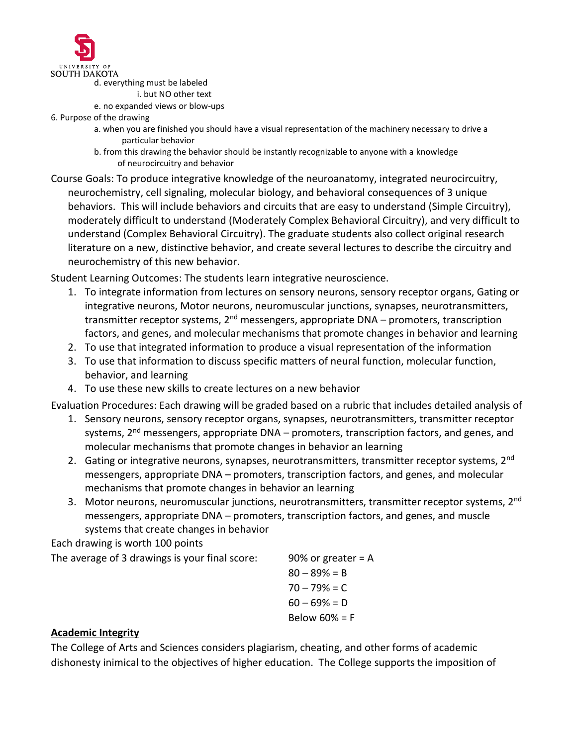d. everything must be labeled

   i. but NO other text

e. no expanded views or blow-ups

6. Purpose of the drawing

   a. when you are finished you should have a visual representation of the machinery necessary to drive a particular behavior

   b. from this drawing the behavior should be instantly recognizable to anyone with a knowledge of neurocircuitry and behavior

Course Goals: To produce integrative knowledge of the neuroanatomy, integrated neurocircuitry, neurochemistry, cell signaling, molecular biology, and behavioral consequences of 3 unique behaviors. This will include behaviors and circuits that are easy to understand (Simple Circuitry), moderately difficult to understand (Moderately Complex Behavioral Circuitry), and very difficult to understand (Complex Behavioral Circuitry). The graduate students also collect original research literature on a new, distinctive behavior, and create several lectures to describe the circuitry and neurochemistry of this new behavior.

Student Learning Outcomes: The students learn integrative neuroscience.

1. To integrate information from lectures on sensory neurons, sensory receptor organs, Gating or integrative neurons, Motor neurons, neuromuscular junctions, synapses, neurotransmitters, transmitter receptor systems, 2nd messengers, appropriate DNA – promoters, transcription factors, and genes, and molecular mechanisms that promote changes in behavior and learning
2. To use that integrated information to produce a visual representation of the information
3. To use that information to discuss specific matters of neural function, molecular function, behavior, and learning
4. To use these new skills to create lectures on a new behavior

Evaluation Procedures: Each drawing will be graded based on a rubric that includes detailed analysis of

1. Sensory neurons, sensory receptor organs, synapses, neurotransmitters, transmitter receptor systems, 2nd messengers, appropriate DNA – promoters, transcription factors, and genes, and molecular mechanisms that promote changes in behavior an learning
2. Gating or integrative neurons, synapses, neurotransmitters, transmitter receptor systems, 2nd messengers, appropriate DNA – promoters, transcription factors, and genes, and molecular mechanisms that promote changes in behavior an learning
3. Motor neurons, neuromuscular junctions, neurotransmitters, transmitter receptor systems, 2nd messengers, appropriate DNA – promoters, transcription factors, and genes, and muscle systems that create changes in behavior

Each drawing is worth 100 points

The average of 3 drawings is your final score:

90% or greater = A
80 – 89% = B
70 – 79% = C
60 – 69% = D
Below 60% = F

## **Academic Integrity**

The College of Arts and Sciences considers plagiarism, cheating, and other forms of academic dishonesty inimical to the objectives of higher education. The College supports the imposition of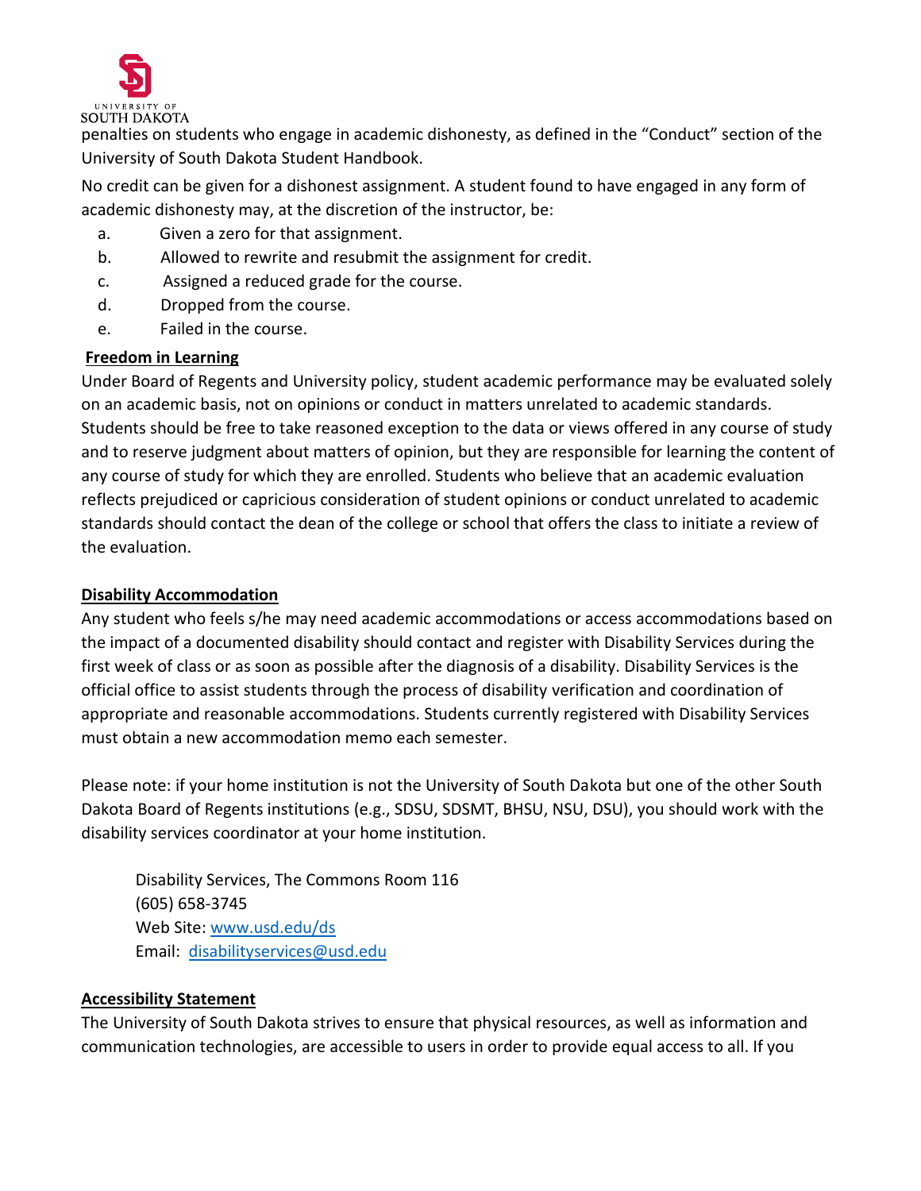penalties on students who engage in academic dishonesty, as defined in the "Conduct" section of the University of South Dakota Student Handbook.

No credit can be given for a dishonest assignment. A student found to have engaged in any form of academic dishonesty may, at the discretion of the instructor, be:

a. Given a zero for that assignment.
b. Allowed to rewrite and resubmit the assignment for credit.
c. Assigned a reduced grade for the course.
d. Dropped from the course.
e. Failed in the course.

**Freedom in Learning**

Under Board of Regents and University policy, student academic performance may be evaluated solely on an academic basis, not on opinions or conduct in matters unrelated to academic standards. Students should be free to take reasoned exception to the data or views offered in any course of study and to reserve judgment about matters of opinion, but they are responsible for learning the content of any course of study for which they are enrolled. Students who believe that an academic evaluation reflects prejudiced or capricious consideration of student opinions or conduct unrelated to academic standards should contact the dean of the college or school that offers the class to initiate a review of the evaluation.

**Disability Accommodation**

Any student who feels s/he may need academic accommodations or access accommodations based on the impact of a documented disability should contact and register with Disability Services during the first week of class or as soon as possible after the diagnosis of a disability. Disability Services is the official office to assist students through the process of disability verification and coordination of appropriate and reasonable accommodations. Students currently registered with Disability Services must obtain a new accommodation memo each semester.

Please note: if your home institution is not the University of South Dakota but one of the other South Dakota Board of Regents institutions (e.g., SDSU, SDSMT, BHSU, NSU, DSU), you should work with the disability services coordinator at your home institution.

Disability Services, The Commons Room 116
(605) 658-3745
Web Site: www.usd.edu/ds
Email: disabilityservices@usd.edu

**Accessibility Statement**

The University of South Dakota strives to ensure that physical resources, as well as information and communication technologies, are accessible to users in order to provide equal access to all. If you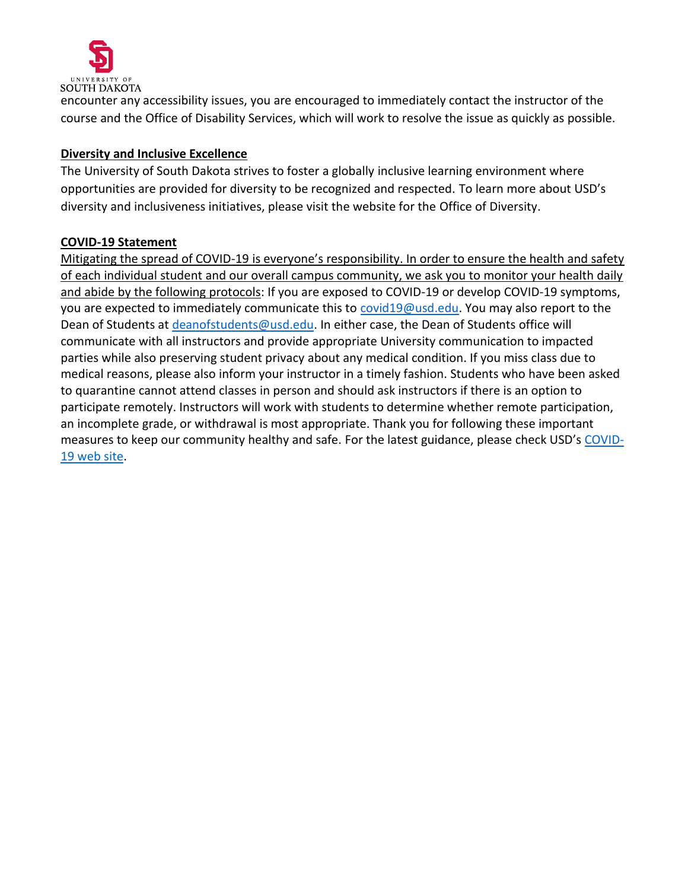encounter any accessibility issues, you are encouraged to immediately contact the instructor of the course and the Office of Disability Services, which will work to resolve the issue as quickly as possible.

**Diversity and Inclusive Excellence**

The University of South Dakota strives to foster a globally inclusive learning environment where opportunities are provided for diversity to be recognized and respected. To learn more about USD's diversity and inclusiveness initiatives, please visit the website for the Office of Diversity.

**COVID-19 Statement**

Mitigating the spread of COVID-19 is everyone's responsibility. In order to ensure the health and safety of each individual student and our overall campus community, we ask you to monitor your health daily and abide by the following protocols: If you are exposed to COVID-19 or develop COVID-19 symptoms, you are expected to immediately communicate this to covid19@usd.edu. You may also report to the Dean of Students at deanofstudents@usd.edu. In either case, the Dean of Students office will communicate with all instructors and provide appropriate University communication to impacted parties while also preserving student privacy about any medical condition. If you miss class due to medical reasons, please also inform your instructor in a timely fashion. Students who have been asked to quarantine cannot attend classes in person and should ask instructors if there is an option to participate remotely. Instructors will work with students to determine whether remote participation, an incomplete grade, or withdrawal is most appropriate. Thank you for following these important measures to keep our community healthy and safe. For the latest guidance, please check USD's COVID-19 web site.